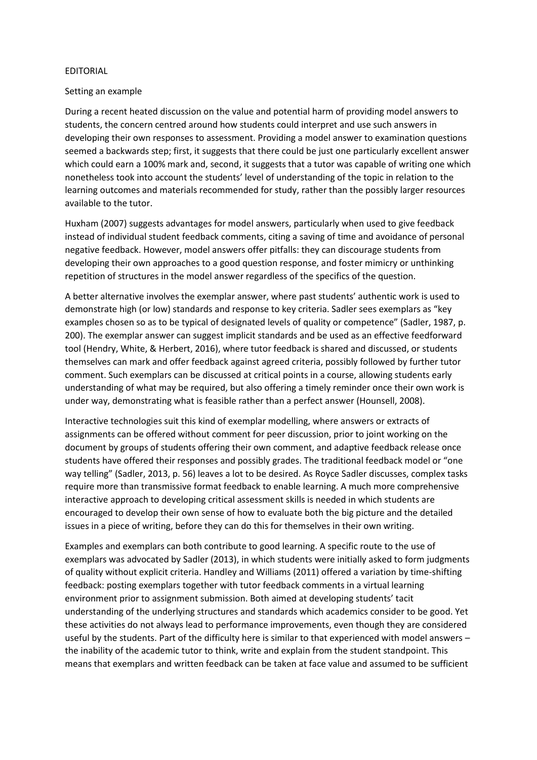EDITORIAL

# Setting an example

During a recent heated discussion on the value and potential harm of providing model answers to students, the concern centred around how students could interpret and use such answers in developing their own responses to assessment. Providing a model answer to examination questions seemed a backwards step; first, it suggests that there could be just one particularly excellent answer which could earn a 100% mark and, second, it suggests that a tutor was capable of writing one which nonetheless took into account the students' level of understanding of the topic in relation to the learning outcomes and materials recommended for study, rather than the possibly larger resources available to the tutor.

Huxham (2007) suggests advantages for model answers, particularly when used to give feedback instead of individual student feedback comments, citing a saving of time and avoidance of personal negative feedback. However, model answers offer pitfalls: they can discourage students from developing their own approaches to a good question response, and foster mimicry or unthinking repetition of structures in the model answer regardless of the specifics of the question.

A better alternative involves the exemplar answer, where past students' authentic work is used to demonstrate high (or low) standards and response to key criteria. Sadler sees exemplars as "key examples chosen so as to be typical of designated levels of quality or competence" (Sadler, 1987, p. 200). The exemplar answer can suggest implicit standards and be used as an effective feedforward tool (Hendry, White, & Herbert, 2016), where tutor feedback is shared and discussed, or students themselves can mark and offer feedback against agreed criteria, possibly followed by further tutor comment. Such exemplars can be discussed at critical points in a course, allowing students early understanding of what may be required, but also offering a timely reminder once their own work is under way, demonstrating what is feasible rather than a perfect answer (Hounsell, 2008).

Interactive technologies suit this kind of exemplar modelling, where answers or extracts of assignments can be offered without comment for peer discussion, prior to joint working on the document by groups of students offering their own comment, and adaptive feedback release once students have offered their responses and possibly grades. The traditional feedback model or "one way telling" (Sadler, 2013, p. 56) leaves a lot to be desired. As Royce Sadler discusses, complex tasks require more than transmissive format feedback to enable learning. A much more comprehensive interactive approach to developing critical assessment skills is needed in which students are encouraged to develop their own sense of how to evaluate both the big picture and the detailed issues in a piece of writing, before they can do this for themselves in their own writing.

Examples and exemplars can both contribute to good learning. A specific route to the use of exemplars was advocated by Sadler (2013), in which students were initially asked to form judgments of quality without explicit criteria. Handley and Williams (2011) offered a variation by time-shifting feedback: posting exemplars together with tutor feedback comments in a virtual learning environment prior to assignment submission. Both aimed at developing students' tacit understanding of the underlying structures and standards which academics consider to be good. Yet these activities do not always lead to performance improvements, even though they are considered useful by the students. Part of the difficulty here is similar to that experienced with model answers – the inability of the academic tutor to think, write and explain from the student standpoint. This means that exemplars and written feedback can be taken at face value and assumed to be sufficient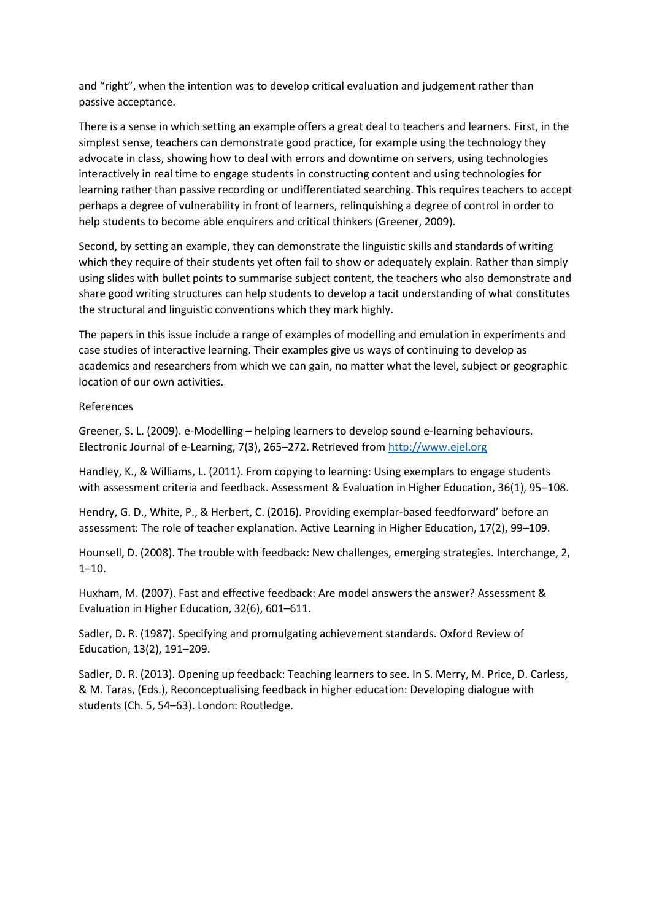and "right", when the intention was to develop critical evaluation and judgement rather than passive acceptance.

There is a sense in which setting an example offers a great deal to teachers and learners. First, in the simplest sense, teachers can demonstrate good practice, for example using the technology they advocate in class, showing how to deal with errors and downtime on servers, using technologies interactively in real time to engage students in constructing content and using technologies for learning rather than passive recording or undifferentiated searching. This requires teachers to accept perhaps a degree of vulnerability in front of learners, relinquishing a degree of control in order to help students to become able enquirers and critical thinkers (Greener, 2009).

Second, by setting an example, they can demonstrate the linguistic skills and standards of writing which they require of their students yet often fail to show or adequately explain. Rather than simply using slides with bullet points to summarise subject content, the teachers who also demonstrate and share good writing structures can help students to develop a tacit understanding of what constitutes the structural and linguistic conventions which they mark highly.

The papers in this issue include a range of examples of modelling and emulation in experiments and case studies of interactive learning. Their examples give us ways of continuing to develop as academics and researchers from which we can gain, no matter what the level, subject or geographic location of our own activities.

References

Greener, S. L. (2009). e-Modelling – helping learners to develop sound e-learning behaviours. Electronic Journal of e-Learning, 7(3), 265–272. Retrieved from [http://www.ejel.org](http://www.ejel.org)

Handley, K., & Williams, L. (2011). From copying to learning: Using exemplars to engage students with assessment criteria and feedback. Assessment & Evaluation in Higher Education, 36(1), 95–108.

Hendry, G. D., White, P., & Herbert, C. (2016). Providing exemplar-based feedforward' before an assessment: The role of teacher explanation. Active Learning in Higher Education, 17(2), 99–109.

Hounsell, D. (2008). The trouble with feedback: New challenges, emerging strategies. Interchange, 2, 1–10.

Huxham, M. (2007). Fast and effective feedback: Are model answers the answer? Assessment & Evaluation in Higher Education, 32(6), 601–611.

Sadler, D. R. (1987). Specifying and promulgating achievement standards. Oxford Review of Education, 13(2), 191–209.

Sadler, D. R. (2013). Opening up feedback: Teaching learners to see. In S. Merry, M. Price, D. Carless, & M. Taras, (Eds.), Reconceptualising feedback in higher education: Developing dialogue with students (Ch. 5, 54–63). London: Routledge.